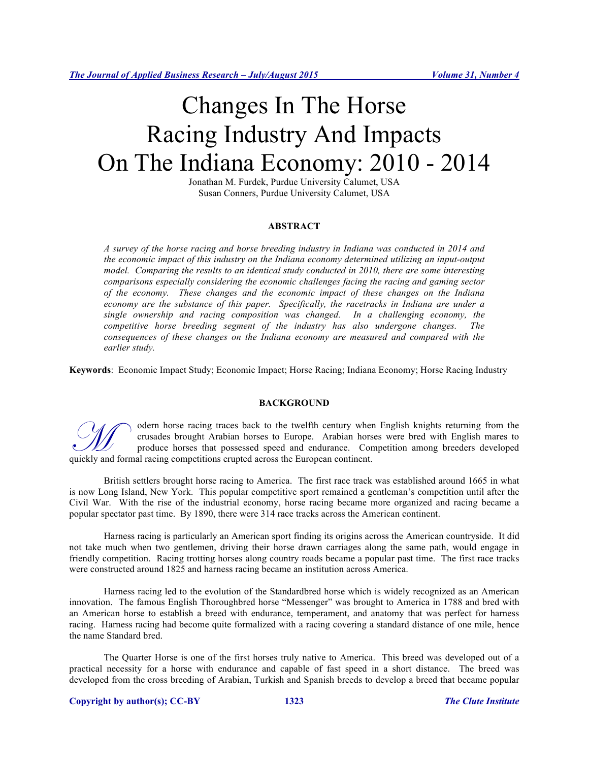# Changes In The Horse Racing Industry And Impacts On The Indiana Economy: 2010 - 2014

Jonathan M. Furdek, Purdue University Calumet, USA
Susan Conners, Purdue University Calumet, USA

## ABSTRACT

*A survey of the horse racing and horse breeding industry in Indiana was conducted in 2014 and the economic impact of this industry on the Indiana economy determined utilizing an input-output model. Comparing the results to an identical study conducted in 2010, there are some interesting comparisons especially considering the economic challenges facing the racing and gaming sector of the economy. These changes and the economic impact of these changes on the Indiana economy are the substance of this paper. Specifically, the racetracks in Indiana are under a single ownership and racing composition was changed. In a challenging economy, the competitive horse breeding segment of the industry has also undergone changes. The consequences of these changes on the Indiana economy are measured and compared with the earlier study.*

**Keywords**: Economic Impact Study; Economic Impact; Horse Racing; Indiana Economy; Horse Racing Industry

## BACKGROUND

Modern horse racing traces back to the twelfth century when English knights returning from the crusades brought Arabian horses to Europe. Arabian horses were bred with English mares to produce horses that possessed speed and endurance. Competition among breeders developed quickly and formal racing competitions erupted across the European continent.

British settlers brought horse racing to America. The first race track was established around 1665 in what is now Long Island, New York. This popular competitive sport remained a gentleman's competition until after the Civil War. With the rise of the industrial economy, horse racing became more organized and racing became a popular spectator past time. By 1890, there were 314 race tracks across the American continent.

Harness racing is particularly an American sport finding its origins across the American countryside. It did not take much when two gentlemen, driving their horse drawn carriages along the same path, would engage in friendly competition. Racing trotting horses along country roads became a popular past time. The first race tracks were constructed around 1825 and harness racing became an institution across America.

Harness racing led to the evolution of the Standardbred horse which is widely recognized as an American innovation. The famous English Thoroughbred horse "Messenger" was brought to America in 1788 and bred with an American horse to establish a breed with endurance, temperament, and anatomy that was perfect for harness racing. Harness racing had become quite formalized with a racing covering a standard distance of one mile, hence the name Standard bred.

The Quarter Horse is one of the first horses truly native to America. This breed was developed out of a practical necessity for a horse with endurance and capable of fast speed in a short distance. The breed was developed from the cross breeding of Arabian, Turkish and Spanish breeds to develop a breed that became popular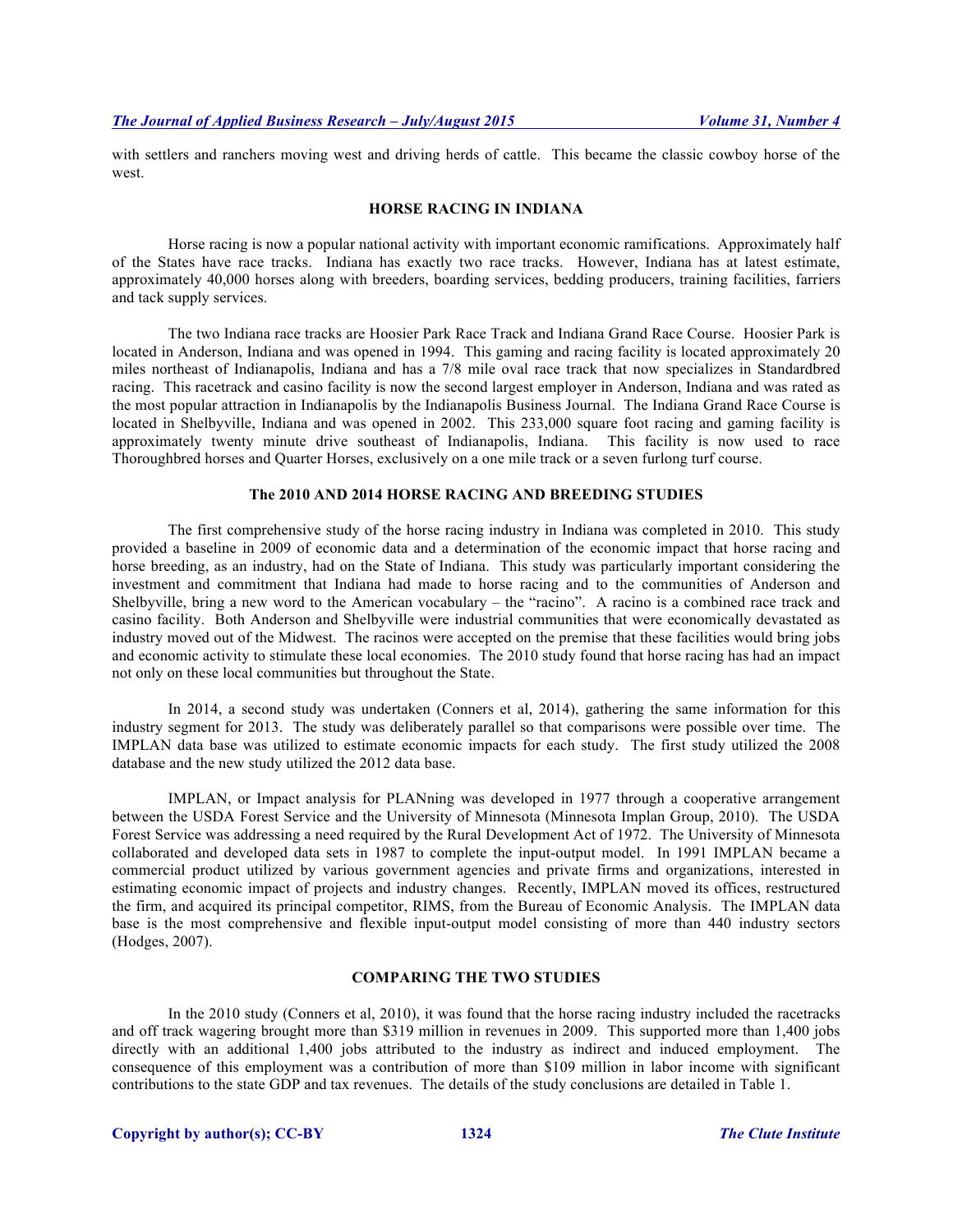with settlers and ranchers moving west and driving herds of cattle. This became the classic cowboy horse of the west.

## HORSE RACING IN INDIANA

Horse racing is now a popular national activity with important economic ramifications. Approximately half of the States have race tracks. Indiana has exactly two race tracks. However, Indiana has at latest estimate, approximately 40,000 horses along with breeders, boarding services, bedding producers, training facilities, farriers and tack supply services.

The two Indiana race tracks are Hoosier Park Race Track and Indiana Grand Race Course. Hoosier Park is located in Anderson, Indiana and was opened in 1994. This gaming and racing facility is located approximately 20 miles northeast of Indianapolis, Indiana and has a 7/8 mile oval race track that now specializes in Standardbred racing. This racetrack and casino facility is now the second largest employer in Anderson, Indiana and was rated as the most popular attraction in Indianapolis by the Indianapolis Business Journal. The Indiana Grand Race Course is located in Shelbyville, Indiana and was opened in 2002. This 233,000 square foot racing and gaming facility is approximately twenty minute drive southeast of Indianapolis, Indiana. This facility is now used to race Thoroughbred horses and Quarter Horses, exclusively on a one mile track or a seven furlong turf course.

## The 2010 AND 2014 HORSE RACING AND BREEDING STUDIES

The first comprehensive study of the horse racing industry in Indiana was completed in 2010. This study provided a baseline in 2009 of economic data and a determination of the economic impact that horse racing and horse breeding, as an industry, had on the State of Indiana. This study was particularly important considering the investment and commitment that Indiana had made to horse racing and to the communities of Anderson and Shelbyville, bring a new word to the American vocabulary – the "racino". A racino is a combined race track and casino facility. Both Anderson and Shelbyville were industrial communities that were economically devastated as industry moved out of the Midwest. The racinos were accepted on the premise that these facilities would bring jobs and economic activity to stimulate these local economies. The 2010 study found that horse racing has had an impact not only on these local communities but throughout the State.

In 2014, a second study was undertaken (Conners et al, 2014), gathering the same information for this industry segment for 2013. The study was deliberately parallel so that comparisons were possible over time. The IMPLAN data base was utilized to estimate economic impacts for each study. The first study utilized the 2008 database and the new study utilized the 2012 data base.

IMPLAN, or Impact analysis for PLANning was developed in 1977 through a cooperative arrangement between the USDA Forest Service and the University of Minnesota (Minnesota Implan Group, 2010). The USDA Forest Service was addressing a need required by the Rural Development Act of 1972. The University of Minnesota collaborated and developed data sets in 1987 to complete the input-output model. In 1991 IMPLAN became a commercial product utilized by various government agencies and private firms and organizations, interested in estimating economic impact of projects and industry changes. Recently, IMPLAN moved its offices, restructured the firm, and acquired its principal competitor, RIMS, from the Bureau of Economic Analysis. The IMPLAN data base is the most comprehensive and flexible input-output model consisting of more than 440 industry sectors (Hodges, 2007).

## COMPARING THE TWO STUDIES

In the 2010 study (Conners et al, 2010), it was found that the horse racing industry included the racetracks and off track wagering brought more than $319 million in revenues in 2009. This supported more than 1,400 jobs directly with an additional 1,400 jobs attributed to the industry as indirect and induced employment. The consequence of this employment was a contribution of more than $109 million in labor income with significant contributions to the state GDP and tax revenues. The details of the study conclusions are detailed in Table 1.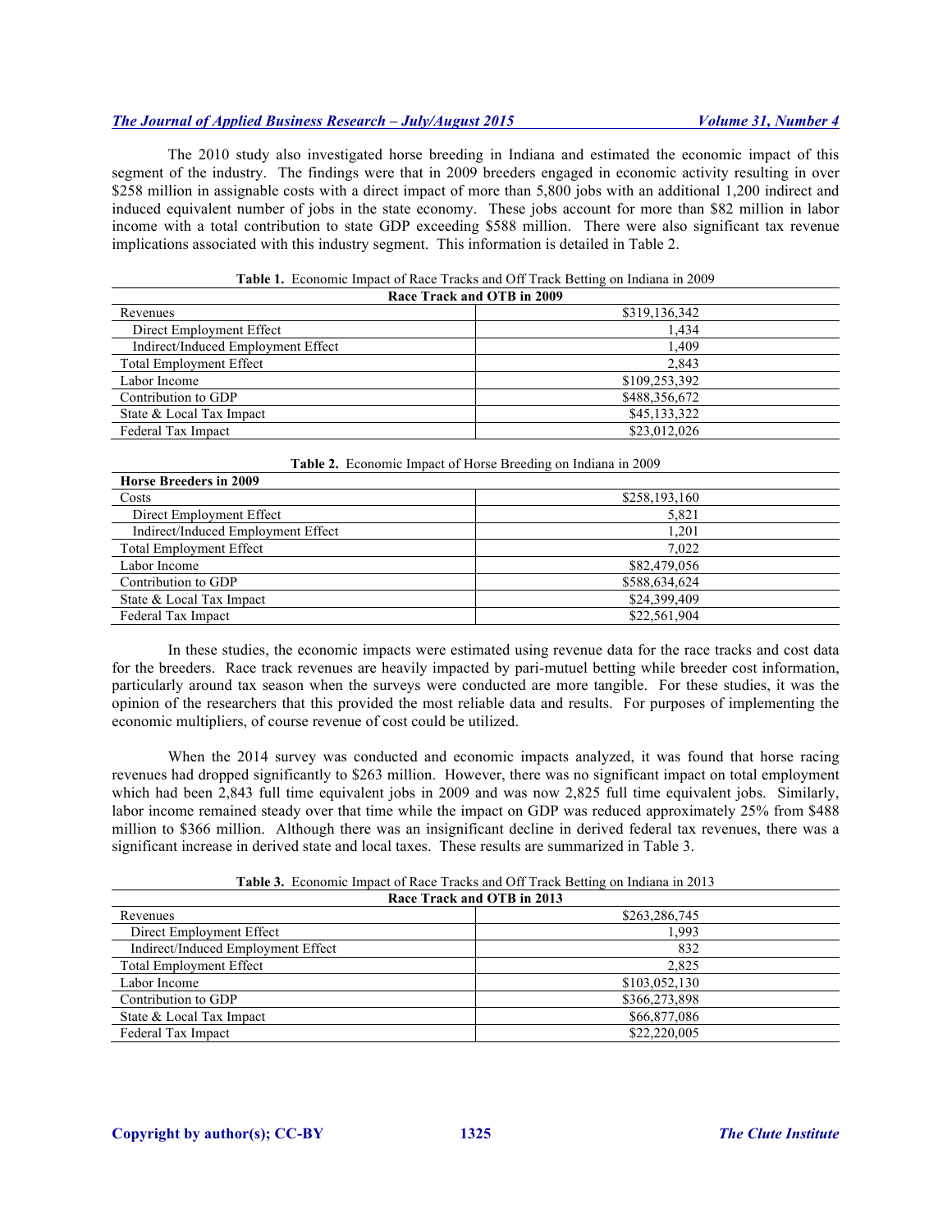The 2010 study also investigated horse breeding in Indiana and estimated the economic impact of this segment of the industry. The findings were that in 2009 breeders engaged in economic activity resulting in over $258 million in assignable costs with a direct impact of more than 5,800 jobs with an additional 1,200 indirect and induced equivalent number of jobs in the state economy. These jobs account for more than $82 million in labor income with a total contribution to state GDP exceeding $588 million. There were also significant tax revenue implications associated with this industry segment. This information is detailed in Table 2.

**Table 1.** Economic Impact of Race Tracks and Off Track Betting on Indiana in 2009

| Race Track and OTB in 2009 | |
|---|---|
| Revenues | $319,136,342 |
| Direct Employment Effect | 1,434 |
| Indirect/Induced Employment Effect | 1,409 |
| Total Employment Effect | 2,843 |
| Labor Income | $109,253,392 |
| Contribution to GDP | $488,356,672 |
| State & Local Tax Impact | $45,133,322 |
| Federal Tax Impact | $23,012,026 |

**Table 2.** Economic Impact of Horse Breeding on Indiana in 2009

| Horse Breeders in 2009 | |
|---|---|
| Costs | $258,193,160 |
| Direct Employment Effect | 5,821 |
| Indirect/Induced Employment Effect | 1,201 |
| Total Employment Effect | 7,022 |
| Labor Income | $82,479,056 |
| Contribution to GDP | $588,634,624 |
| State & Local Tax Impact | $24,399,409 |
| Federal Tax Impact | $22,561,904 |

In these studies, the economic impacts were estimated using revenue data for the race tracks and cost data for the breeders. Race track revenues are heavily impacted by pari-mutuel betting while breeder cost information, particularly around tax season when the surveys were conducted are more tangible. For these studies, it was the opinion of the researchers that this provided the most reliable data and results. For purposes of implementing the economic multipliers, of course revenue of cost could be utilized.

When the 2014 survey was conducted and economic impacts analyzed, it was found that horse racing revenues had dropped significantly to $263 million. However, there was no significant impact on total employment which had been 2,843 full time equivalent jobs in 2009 and was now 2,825 full time equivalent jobs. Similarly, labor income remained steady over that time while the impact on GDP was reduced approximately 25% from $488 million to $366 million. Although there was an insignificant decline in derived federal tax revenues, there was a significant increase in derived state and local taxes. These results are summarized in Table 3.

**Table 3.** Economic Impact of Race Tracks and Off Track Betting on Indiana in 2013

| Race Track and OTB in 2013 | |
|---|---|
| Revenues | $263,286,745 |
| Direct Employment Effect | 1,993 |
| Indirect/Induced Employment Effect | 832 |
| Total Employment Effect | 2,825 |
| Labor Income | $103,052,130 |
| Contribution to GDP | $366,273,898 |
| State & Local Tax Impact | $66,877,086 |
| Federal Tax Impact | $22,220,005 |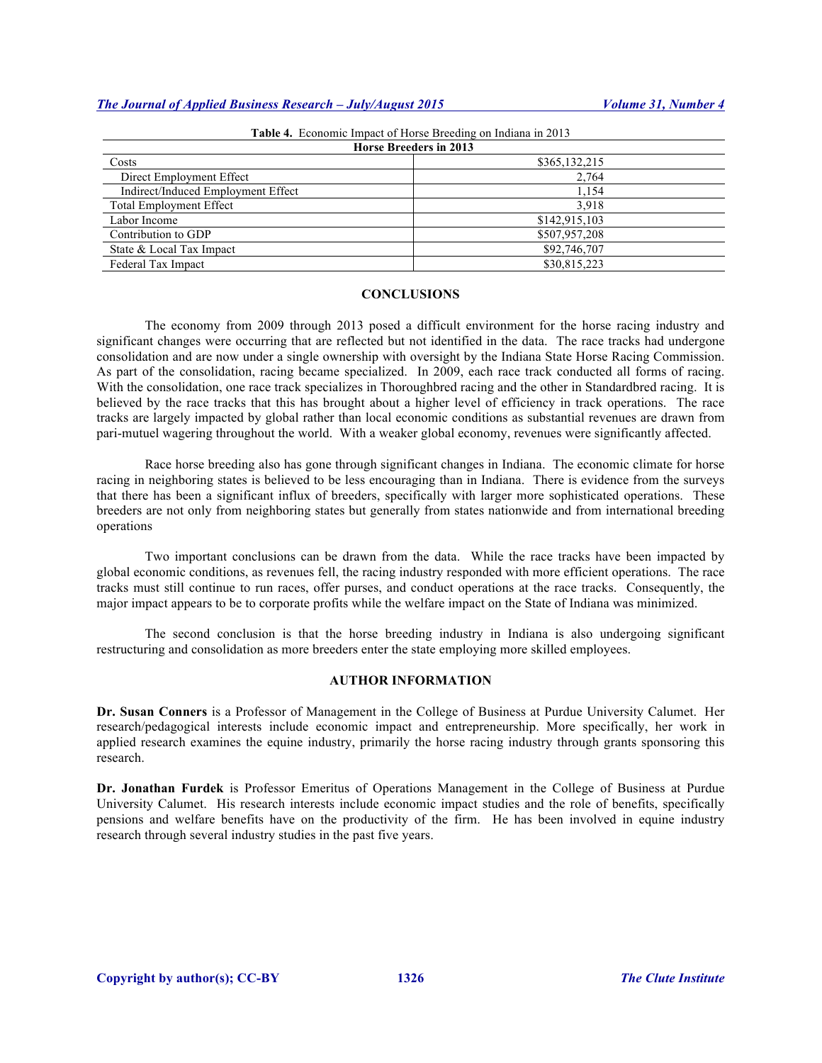**Table 4.** Economic Impact of Horse Breeding on Indiana in 2013

| Horse Breeders in 2013 | |
|---|---|
| Costs | $365,132,215 |
| Direct Employment Effect | 2,764 |
| Indirect/Induced Employment Effect | 1,154 |
| Total Employment Effect | 3,918 |
| Labor Income | $142,915,103 |
| Contribution to GDP | $507,957,208 |
| State & Local Tax Impact | $92,746,707 |
| Federal Tax Impact | $30,815,223 |

## CONCLUSIONS

The economy from 2009 through 2013 posed a difficult environment for the horse racing industry and significant changes were occurring that are reflected but not identified in the data. The race tracks had undergone consolidation and are now under a single ownership with oversight by the Indiana State Horse Racing Commission. As part of the consolidation, racing became specialized. In 2009, each race track conducted all forms of racing. With the consolidation, one race track specializes in Thoroughbred racing and the other in Standardbred racing. It is believed by the race tracks that this has brought about a higher level of efficiency in track operations. The race tracks are largely impacted by global rather than local economic conditions as substantial revenues are drawn from pari-mutuel wagering throughout the world. With a weaker global economy, revenues were significantly affected.

Race horse breeding also has gone through significant changes in Indiana. The economic climate for horse racing in neighboring states is believed to be less encouraging than in Indiana. There is evidence from the surveys that there has been a significant influx of breeders, specifically with larger more sophisticated operations. These breeders are not only from neighboring states but generally from states nationwide and from international breeding operations

Two important conclusions can be drawn from the data. While the race tracks have been impacted by global economic conditions, as revenues fell, the racing industry responded with more efficient operations. The race tracks must still continue to run races, offer purses, and conduct operations at the race tracks. Consequently, the major impact appears to be to corporate profits while the welfare impact on the State of Indiana was minimized.

The second conclusion is that the horse breeding industry in Indiana is also undergoing significant restructuring and consolidation as more breeders enter the state employing more skilled employees.

## AUTHOR INFORMATION

**Dr. Susan Conners** is a Professor of Management in the College of Business at Purdue University Calumet. Her research/pedagogical interests include economic impact and entrepreneurship. More specifically, her work in applied research examines the equine industry, primarily the horse racing industry through grants sponsoring this research.

**Dr. Jonathan Furdek** is Professor Emeritus of Operations Management in the College of Business at Purdue University Calumet. His research interests include economic impact studies and the role of benefits, specifically pensions and welfare benefits have on the productivity of the firm. He has been involved in equine industry research through several industry studies in the past five years.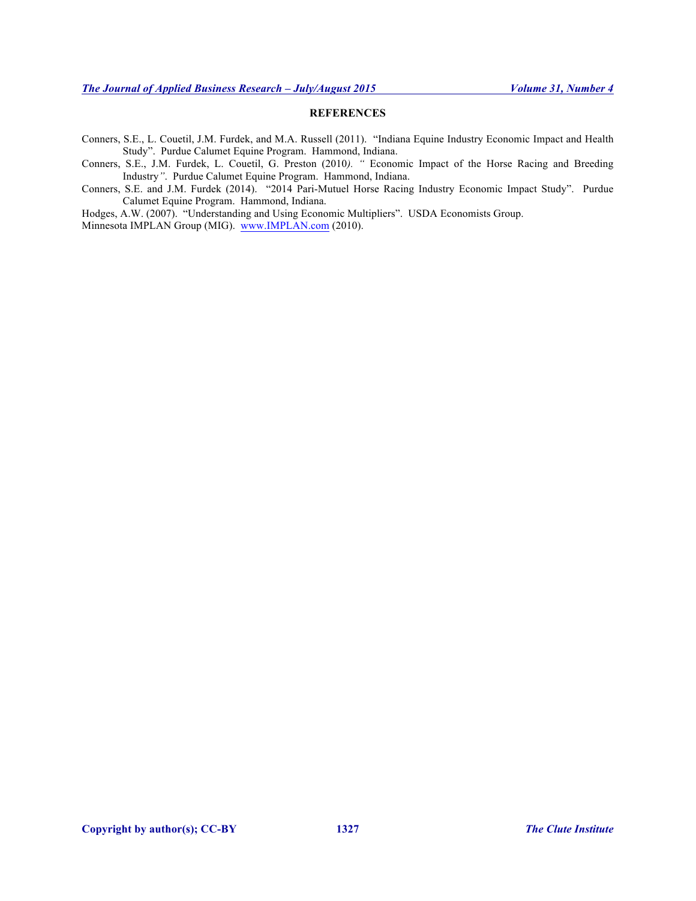## REFERENCES

Conners, S.E., L. Couetil, J.M. Furdek, and M.A. Russell (2011). "Indiana Equine Industry Economic Impact and Health Study". Purdue Calumet Equine Program. Hammond, Indiana.

Conners, S.E., J.M. Furdek, L. Couetil, G. Preston (2010). " Economic Impact of the Horse Racing and Breeding Industry". Purdue Calumet Equine Program. Hammond, Indiana.

Conners, S.E. and J.M. Furdek (2014). "2014 Pari-Mutuel Horse Racing Industry Economic Impact Study". Purdue Calumet Equine Program. Hammond, Indiana.

Hodges, A.W. (2007). "Understanding and Using Economic Multipliers". USDA Economists Group.

Minnesota IMPLAN Group (MIG). www.IMPLAN.com (2010).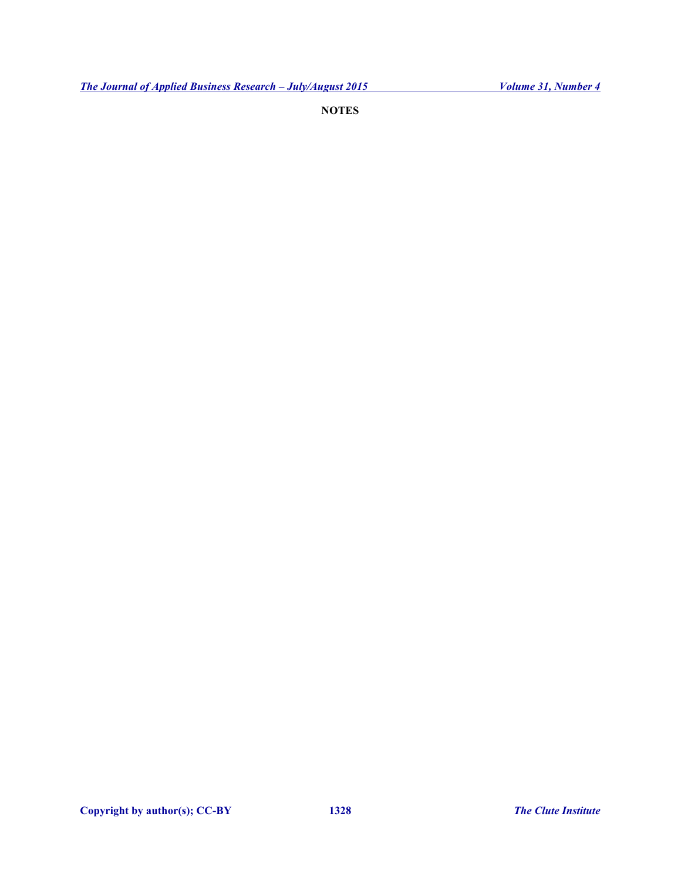**NOTES**